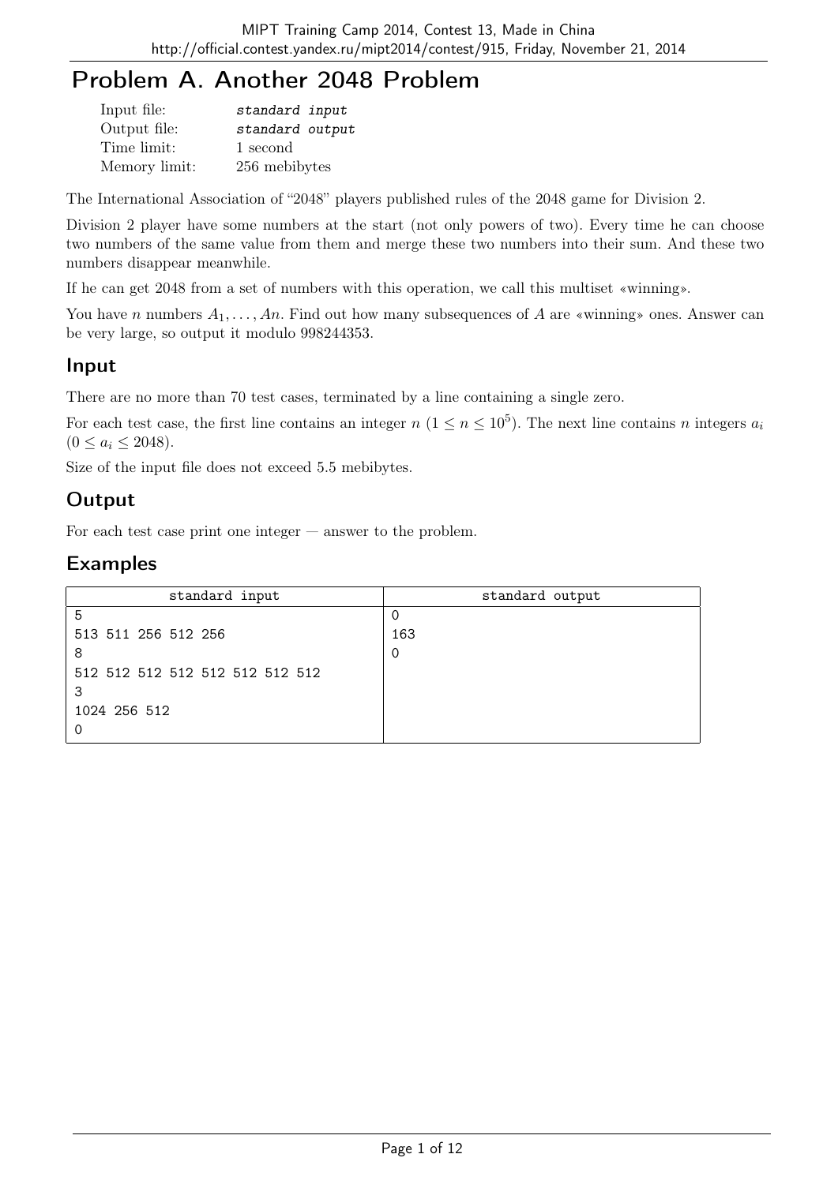# Problem A. Another 2048 Problem

| | |
|---|---|
| Input file: | *standard input* |
| Output file: | *standard output* |
| Time limit: | 1 second |
| Memory limit: | 256 mebibytes |

The International Association of "2048" players published rules of the 2048 game for Division 2.

Division 2 player have some numbers at the start (not only powers of two). Every time he can choose two numbers of the same value from them and merge these two numbers into their sum. And these two numbers disappear meanwhile.

If he can get 2048 from a set of numbers with this operation, we call this multiset «winning».

You have $n$ numbers $A_1, \ldots, An$. Find out how many subsequences of $A$ are «winning» ones. Answer can be very large, so output it modulo 998244353.

## Input

There are no more than 70 test cases, terminated by a line containing a single zero.

For each test case, the first line contains an integer $n$ ($1 \le n \le 10^5$). The next line contains $n$ integers $a_i$ ($0 \le a_i \le 2048$).

Size of the input file does not exceed 5.5 mebibytes.

## Output

For each test case print one integer — answer to the problem.

## Examples

| standard input | standard output |
|---|---|
| 5<br>513 511 256 512 256<br>8<br>512 512 512 512 512 512 512 512<br>3<br>1024 256 512<br>0 | 0<br>163<br>0 |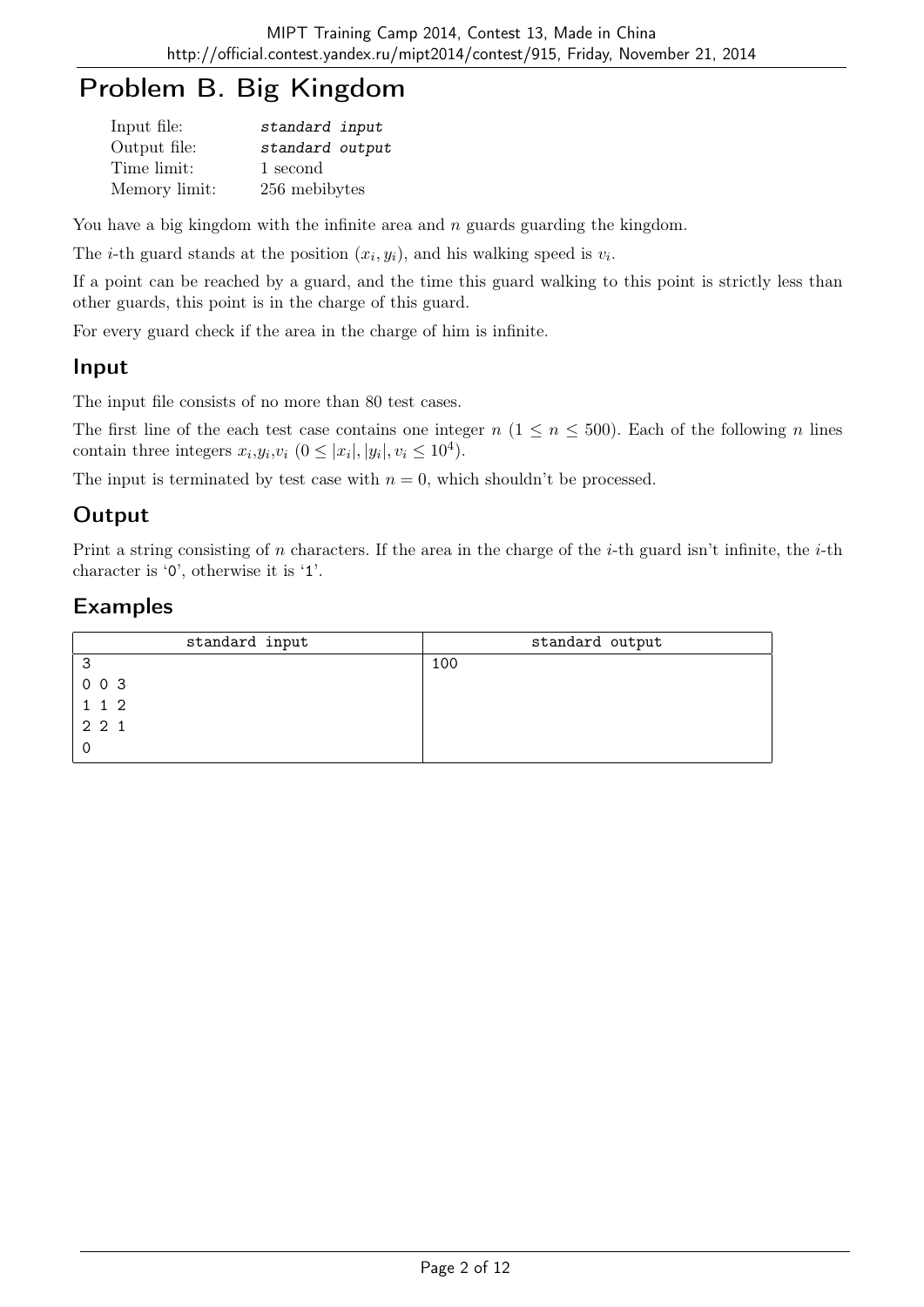# Problem B. Big Kingdom

| | |
|---|---|
| Input file: | *standard input* |
| Output file: | *standard output* |
| Time limit: | 1 second |
| Memory limit: | 256 mebibytes |

You have a big kingdom with the infinite area and $n$ guards guarding the kingdom.

The $i$-th guard stands at the position $(x_i, y_i)$, and his walking speed is $v_i$.

If a point can be reached by a guard, and the time this guard walking to this point is strictly less than other guards, this point is in the charge of this guard.

For every guard check if the area in the charge of him is infinite.

## Input

The input file consists of no more than 80 test cases.

The first line of the each test case contains one integer $n$ ($1 \le n \le 500$). Each of the following $n$ lines contain three integers $x_i$,$y_i$,$v_i$ ($0 \le |x_i|, |y_i|, v_i \le 10^4$).

The input is terminated by test case with $n = 0$, which shouldn't be processed.

## Output

Print a string consisting of $n$ characters. If the area in the charge of the $i$-th guard isn't infinite, the $i$-th character is '0', otherwise it is '1'.

## Examples

| standard input | standard output |
|---|---|
| 3<br>0 0 3<br>1 1 2<br>2 2 1<br>0 | 100 |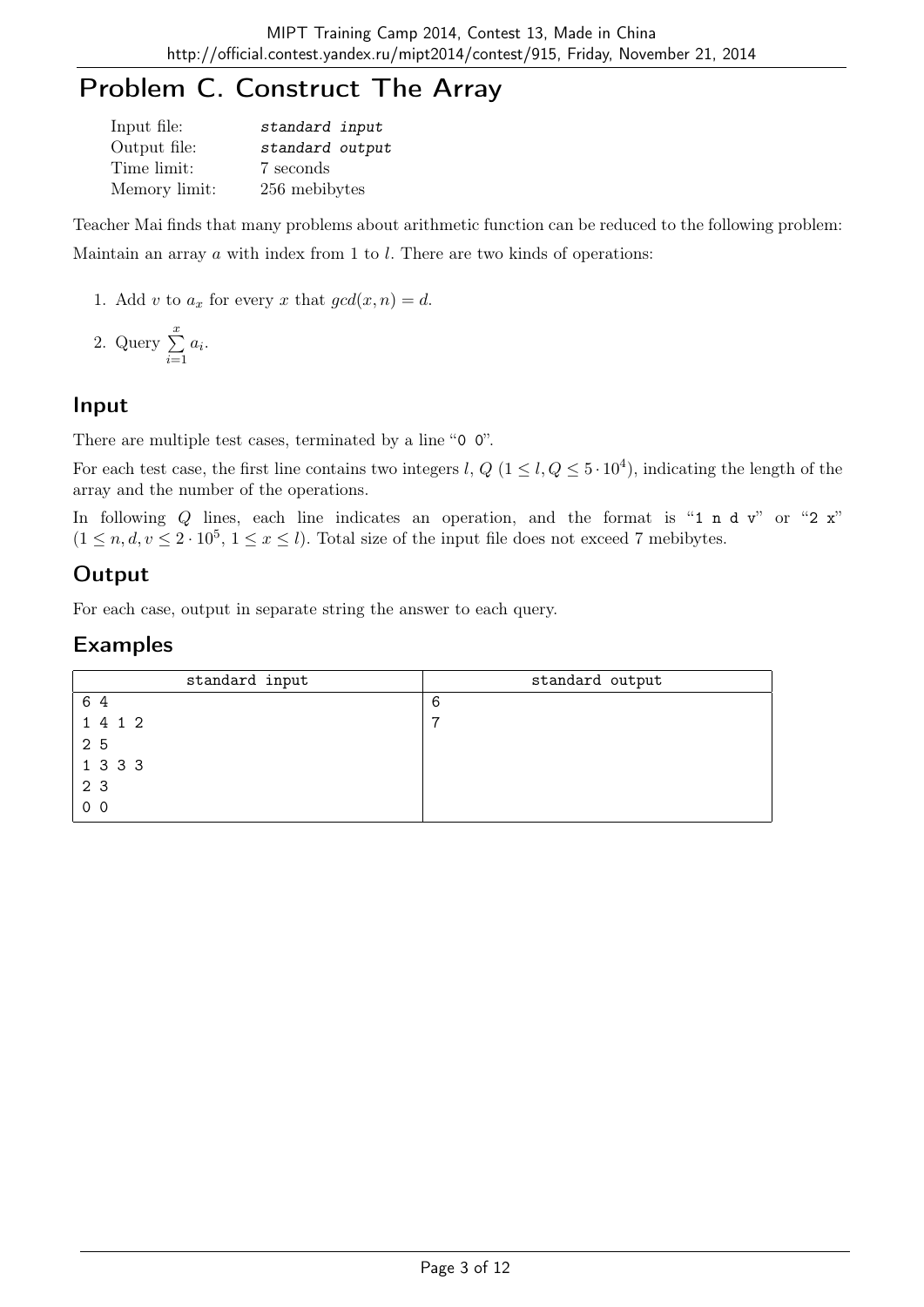# Problem C. Construct The Array

| | |
|---|---|
| Input file: | *standard input* |
| Output file: | *standard output* |
| Time limit: | 7 seconds |
| Memory limit: | 256 mebibytes |

Teacher Mai finds that many problems about arithmetic function can be reduced to the following problem:

Maintain an array $a$ with index from 1 to $l$. There are two kinds of operations:

1. Add $v$ to $a_x$ for every $x$ that $gcd(x, n) = d$.
2. Query $\sum_{i=1}^{x} a_i$.

## Input

There are multiple test cases, terminated by a line "0 0".

For each test case, the first line contains two integers $l$, $Q$ ($1 \le l, Q \le 5 \cdot 10^4$), indicating the length of the array and the number of the operations.

In following $Q$ lines, each line indicates an operation, and the format is "1 n d v" or "2 x" ($1 \le n, d, v \le 2 \cdot 10^5$, $1 \le x \le l$). Total size of the input file does not exceed 7 mebibytes.

## Output

For each case, output in separate string the answer to each query.

## Examples

| standard input | standard output |
|---|---|
| 6 4<br>1 4 1 2<br>2 5<br>1 3 3 3<br>2 3<br>0 0 | 6<br>7 |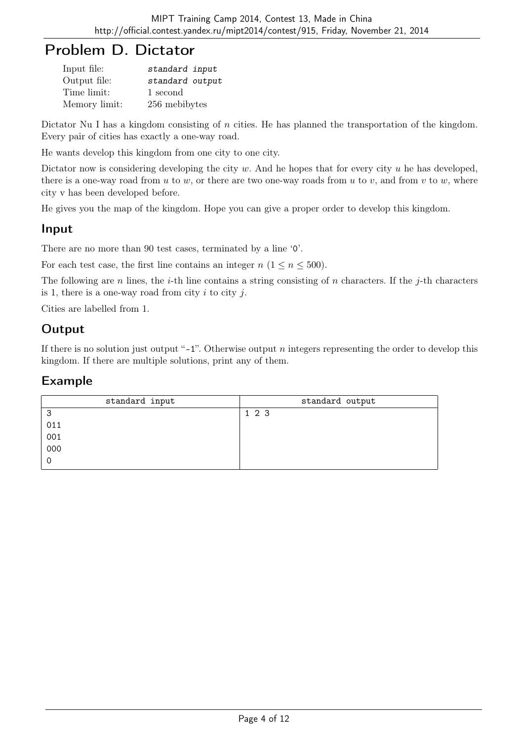# Problem D. Dictator

| | |
|---|---|
| Input file: | *standard input* |
| Output file: | *standard output* |
| Time limit: | 1 second |
| Memory limit: | 256 mebibytes |

Dictator Nu I has a kingdom consisting of $n$ cities. He has planned the transportation of the kingdom. Every pair of cities has exactly a one-way road.

He wants develop this kingdom from one city to one city.

Dictator now is considering developing the city $w$. And he hopes that for every city $u$ he has developed, there is a one-way road from $u$ to $w$, or there are two one-way roads from $u$ to $v$, and from $v$ to $w$, where city v has been developed before.

He gives you the map of the kingdom. Hope you can give a proper order to develop this kingdom.

## Input

There are no more than 90 test cases, terminated by a line '0'.

For each test case, the first line contains an integer $n$ ($1 \leq n \leq 500$).

The following are $n$ lines, the $i$-th line contains a string consisting of $n$ characters. If the $j$-th characters is 1, there is a one-way road from city $i$ to city $j$.

Cities are labelled from 1.

## Output

If there is no solution just output "-1". Otherwise output $n$ integers representing the order to develop this kingdom. If there are multiple solutions, print any of them.

## Example

| standard input | standard output |
|---|---|
| 3<br>011<br>001<br>000<br>0 | 1 2 3 |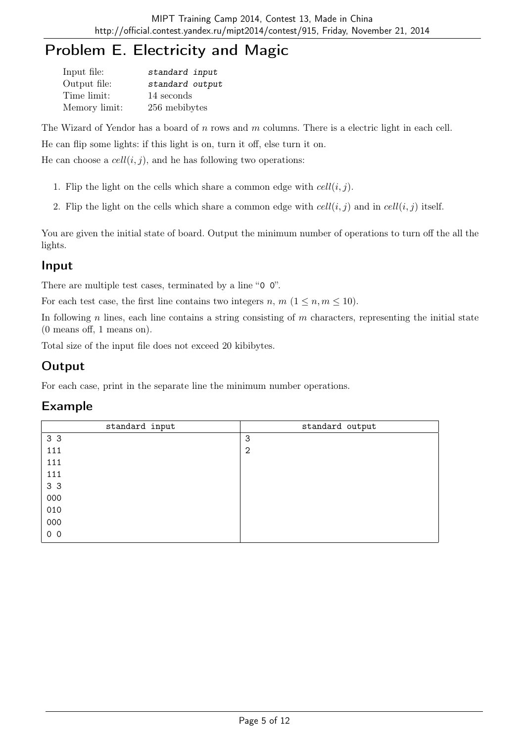# Problem E. Electricity and Magic

| | |
|---|---|
| Input file: | *standard input* |
| Output file: | *standard output* |
| Time limit: | 14 seconds |
| Memory limit: | 256 mebibytes |

The Wizard of Yendor has a board of $n$ rows and $m$ columns. There is a electric light in each cell.

He can flip some lights: if this light is on, turn it off, else turn it on.

He can choose a $cell(i, j)$, and he has following two operations:

1. Flip the light on the cells which share a common edge with $cell(i, j)$.
2. Flip the light on the cells which share a common edge with $cell(i, j)$ and in $cell(i, j)$ itself.

You are given the initial state of board. Output the minimum number of operations to turn off the all the lights.

## Input

There are multiple test cases, terminated by a line "0 0".

For each test case, the first line contains two integers $n$, $m$ ($1 \le n, m \le 10$).

In following $n$ lines, each line contains a string consisting of $m$ characters, representing the initial state (0 means off, 1 means on).

Total size of the input file does not exceed 20 kibibytes.

## Output

For each case, print in the separate line the minimum number operations.

## Example

| standard input | standard output |
|---|---|
| 3 3<br>111<br>111<br>111<br>3 3<br>000<br>010<br>000<br>0 0 | 3<br>2 |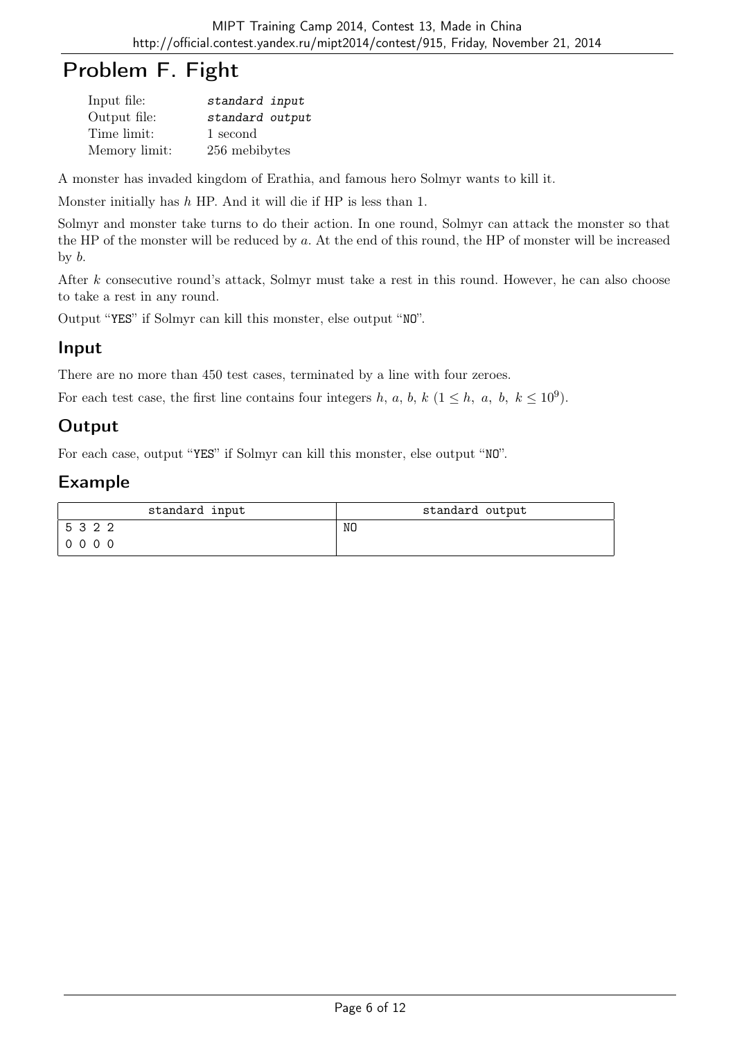# Problem F. Fight

| | |
|---|---|
| Input file: | *standard input* |
| Output file: | *standard output* |
| Time limit: | 1 second |
| Memory limit: | 256 mebibytes |

A monster has invaded kingdom of Erathia, and famous hero Solmyr wants to kill it.

Monster initially has $h$ HP. And it will die if HP is less than 1.

Solmyr and monster take turns to do their action. In one round, Solmyr can attack the monster so that the HP of the monster will be reduced by $a$. At the end of this round, the HP of monster will be increased by $b$.

After $k$ consecutive round's attack, Solmyr must take a rest in this round. However, he can also choose to take a rest in any round.

Output "YES" if Solmyr can kill this monster, else output "NO".

## Input

There are no more than 450 test cases, terminated by a line with four zeroes.

For each test case, the first line contains four integers $h$, $a$, $b$, $k$ ($1 \leq h,\ a,\ b,\ k \leq 10^9$).

## Output

For each case, output "YES" if Solmyr can kill this monster, else output "NO".

## Example

| standard input | standard output |
|---|---|
| 5 3 2 2<br>0 0 0 0 | NO |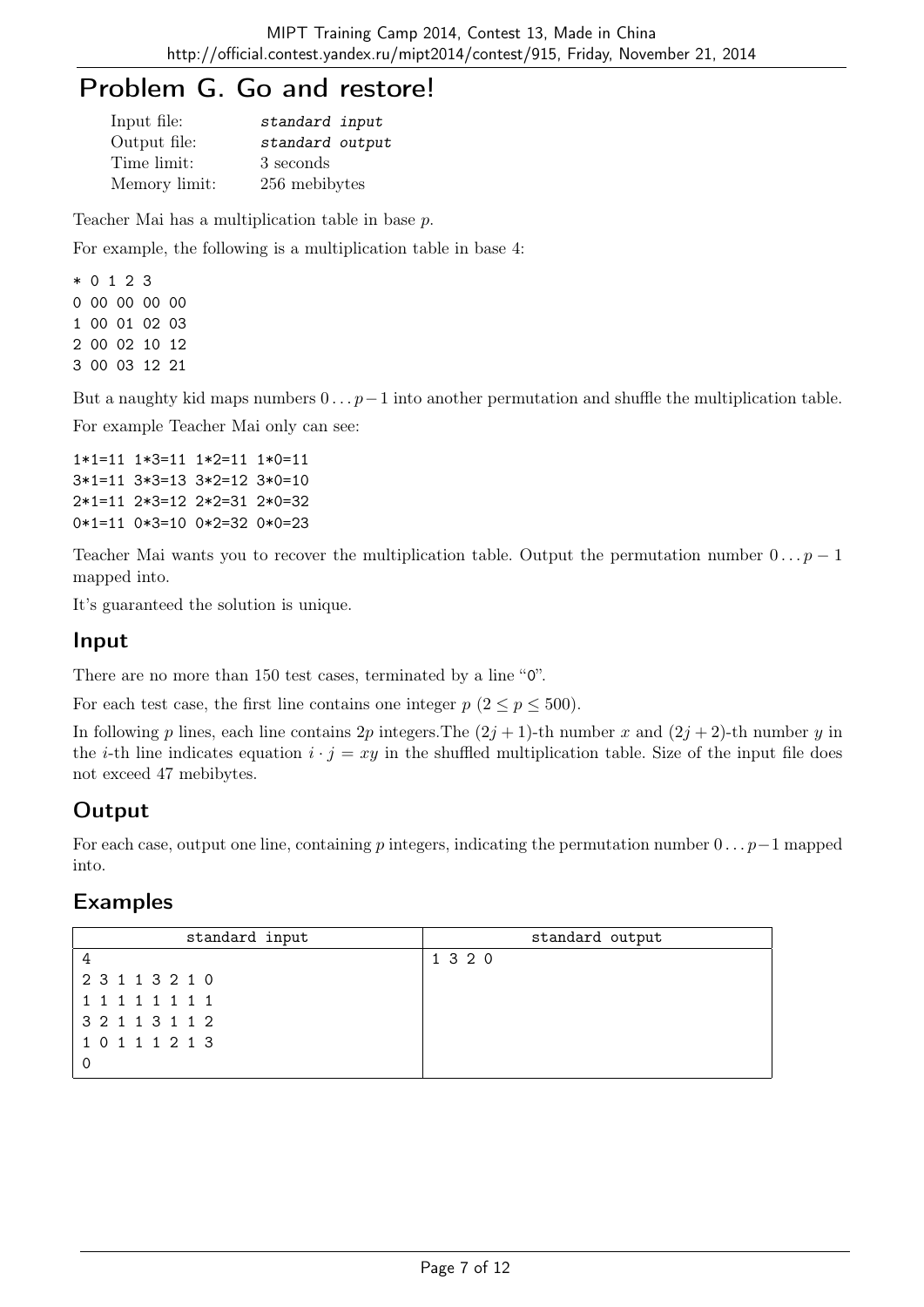# Problem G. Go and restore!

| | |
|---|---|
| Input file: | *standard input* |
| Output file: | *standard output* |
| Time limit: | 3 seconds |
| Memory limit: | 256 mebibytes |

Teacher Mai has a multiplication table in base $p$.

For example, the following is a multiplication table in base 4:

```
* 0 1 2 3
0 00 00 00 00
1 00 01 02 03
2 00 02 10 12
3 00 03 12 21
```

But a naughty kid maps numbers $0 \dots p-1$ into another permutation and shuffle the multiplication table.

For example Teacher Mai only can see:

```
1*1=11 1*3=11 1*2=11 1*0=11
3*1=11 3*3=13 3*2=12 3*0=10
2*1=11 2*3=12 2*2=31 2*0=32
0*1=11 0*3=10 0*2=32 0*0=23
```

Teacher Mai wants you to recover the multiplication table. Output the permutation number $0 \dots p-1$ mapped into.

It's guaranteed the solution is unique.

## Input

There are no more than 150 test cases, terminated by a line "0".

For each test case, the first line contains one integer $p$ ($2 \le p \le 500$).

In following $p$ lines, each line contains $2p$ integers.The $(2j+1)$-th number $x$ and $(2j+2)$-th number $y$ in the $i$-th line indicates equation $i \cdot j = xy$ in the shuffled multiplication table. Size of the input file does not exceed 47 mebibytes.

## Output

For each case, output one line, containing $p$ integers, indicating the permutation number $0 \dots p-1$ mapped into.

## Examples

| standard input | standard output |
|---|---|
| 4<br>2 3 1 1 3 2 1 0<br>1 1 1 1 1 1 1 1<br>3 2 1 1 3 1 1 2<br>1 0 1 1 1 2 1 3<br>0 | 1 3 2 0 |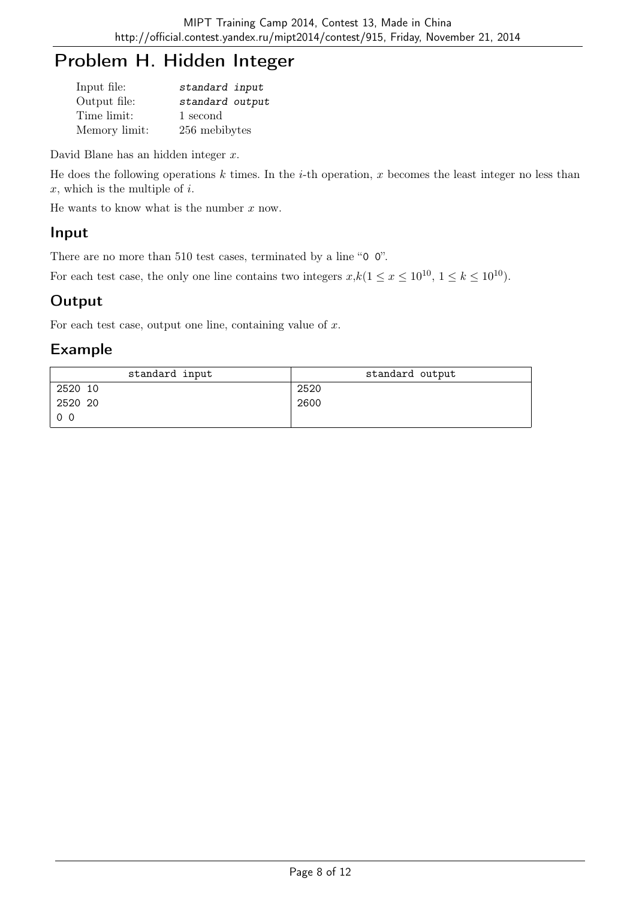# Problem H. Hidden Integer

| | |
|---|---|
| Input file: | *standard input* |
| Output file: | *standard output* |
| Time limit: | 1 second |
| Memory limit: | 256 mebibytes |

David Blane has an hidden integer $x$.

He does the following operations $k$ times. In the $i$-th operation, $x$ becomes the least integer no less than $x$, which is the multiple of $i$.

He wants to know what is the number $x$ now.

## Input

There are no more than 510 test cases, terminated by a line "0 0".

For each test case, the only one line contains two integers $x$,$k$($1 \le x \le 10^{10}$, $1 \le k \le 10^{10}$).

## Output

For each test case, output one line, containing value of $x$.

## Example

| standard input | standard output |
|---|---|
| 2520 10<br>2520 20<br>0 0 | 2520<br>2600 |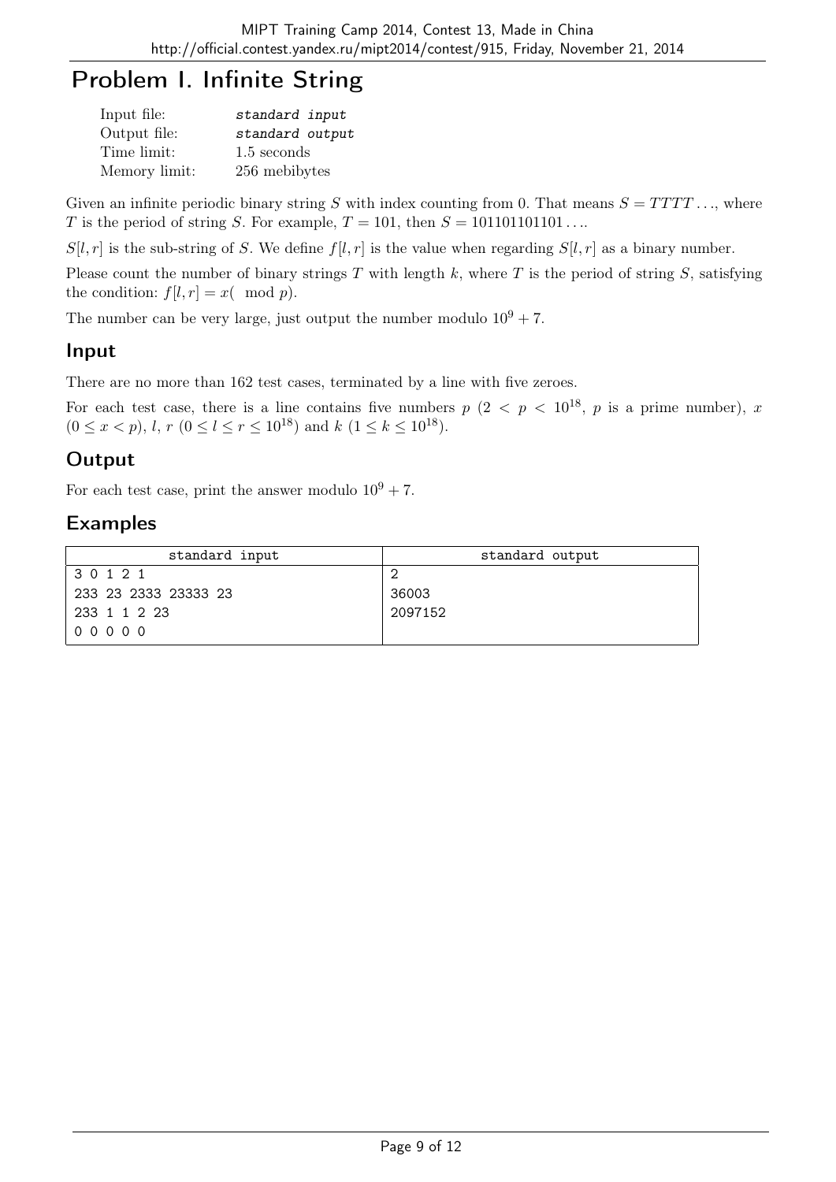# Problem I. Infinite String

| | |
|---|---|
| Input file: | *standard input* |
| Output file: | *standard output* |
| Time limit: | 1.5 seconds |
| Memory limit: | 256 mebibytes |

Given an infinite periodic binary string $S$ with index counting from 0. That means $S = TTTT\ldots$, where $T$ is the period of string $S$. For example, $T = 101$, then $S = 101101101101\ldots$.

$S[l, r]$ is the sub-string of $S$. We define $f[l, r]$ is the value when regarding $S[l, r]$ as a binary number.

Please count the number of binary strings $T$ with length $k$, where $T$ is the period of string $S$, satisfying the condition: $f[l, r] = x(\mod p)$.

The number can be very large, just output the number modulo $10^9 + 7$.

## Input

There are no more than 162 test cases, terminated by a line with five zeroes.

For each test case, there is a line contains five numbers $p$ ($2 < p < 10^{18}$, $p$ is a prime number), $x$ ($0 \le x < p$), $l$, $r$ ($0 \le l \le r \le 10^{18}$) and $k$ ($1 \le k \le 10^{18}$).

## Output

For each test case, print the answer modulo $10^9 + 7$.

## Examples

| standard input | standard output |
|---|---|
| 3 0 1 2 1<br>233 23 2333 23333 23<br>233 1 1 2 23<br>0 0 0 0 0 | 2<br>36003<br>2097152 |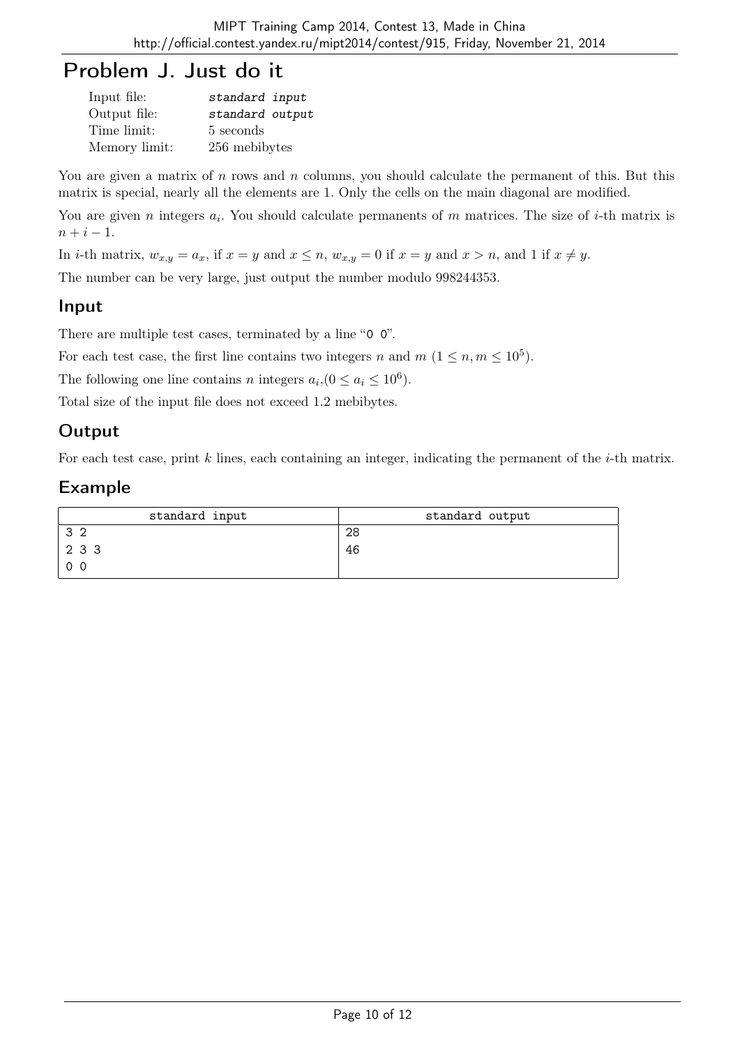# Problem J. Just do it

| | |
|---|---|
| Input file: | *standard input* |
| Output file: | *standard output* |
| Time limit: | 5 seconds |
| Memory limit: | 256 mebibytes |

You are given a matrix of $n$ rows and $n$ columns, you should calculate the permanent of this. But this matrix is special, nearly all the elements are 1. Only the cells on the main diagonal are modified.

You are given $n$ integers $a_i$. You should calculate permanents of $m$ matrices. The size of $i$-th matrix is $n + i - 1$.

In $i$-th matrix, $w_{x,y} = a_x$, if $x = y$ and $x \le n$, $w_{x,y} = 0$ if $x = y$ and $x > n$, and 1 if $x \ne y$.

The number can be very large, just output the number modulo 998244353.

## Input

There are multiple test cases, terminated by a line "0 0".

For each test case, the first line contains two integers $n$ and $m$ ($1 \le n, m \le 10^5$).

The following one line contains $n$ integers $a_i$,($0 \le a_i \le 10^6$).

Total size of the input file does not exceed 1.2 mebibytes.

## Output

For each test case, print $k$ lines, each containing an integer, indicating the permanent of the $i$-th matrix.

## Example

| standard input | standard output |
|---|---|
| 3 2<br>2 3 3<br>0 0 | 28<br>46 |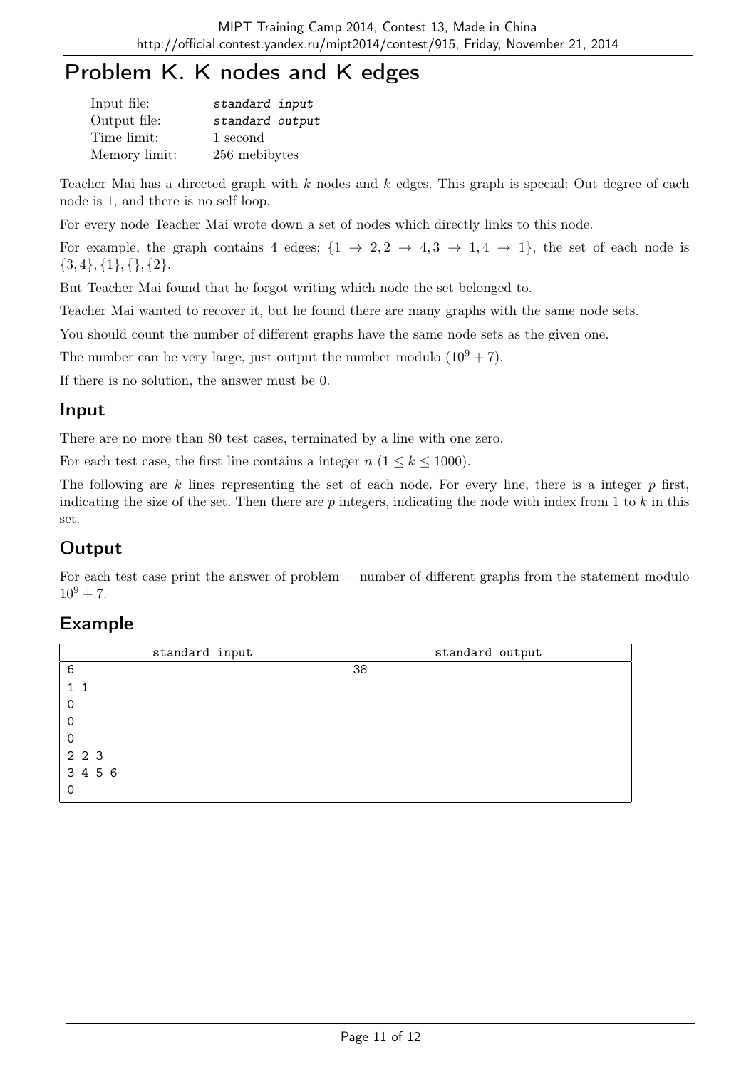# Problem K. K nodes and K edges

| | |
|---|---|
| Input file: | *standard input* |
| Output file: | *standard output* |
| Time limit: | 1 second |
| Memory limit: | 256 mebibytes |

Teacher Mai has a directed graph with $k$ nodes and $k$ edges. This graph is special: Out degree of each node is 1, and there is no self loop.

For every node Teacher Mai wrote down a set of nodes which directly links to this node.

For example, the graph contains 4 edges: $\{1 \rightarrow 2, 2 \rightarrow 4, 3 \rightarrow 1, 4 \rightarrow 1\}$, the set of each node is $\{3, 4\}, \{1\}, \{\}, \{2\}$.

But Teacher Mai found that he forgot writing which node the set belonged to.

Teacher Mai wanted to recover it, but he found there are many graphs with the same node sets.

You should count the number of different graphs have the same node sets as the given one.

The number can be very large, just output the number modulo $(10^9 + 7)$.

If there is no solution, the answer must be 0.

## Input

There are no more than 80 test cases, terminated by a line with one zero.

For each test case, the first line contains a integer $n$ $(1 \leq k \leq 1000)$.

The following are $k$ lines representing the set of each node. For every line, there is a integer $p$ first, indicating the size of the set. Then there are $p$ integers, indicating the node with index from 1 to $k$ in this set.

## Output

For each test case print the answer of problem — number of different graphs from the statement modulo $10^9 + 7$.

## Example

| standard input | standard output |
|---|---|
| 6<br>1 1<br>0<br>0<br>0<br>2 2 3<br>3 4 5 6<br>0 | 38 |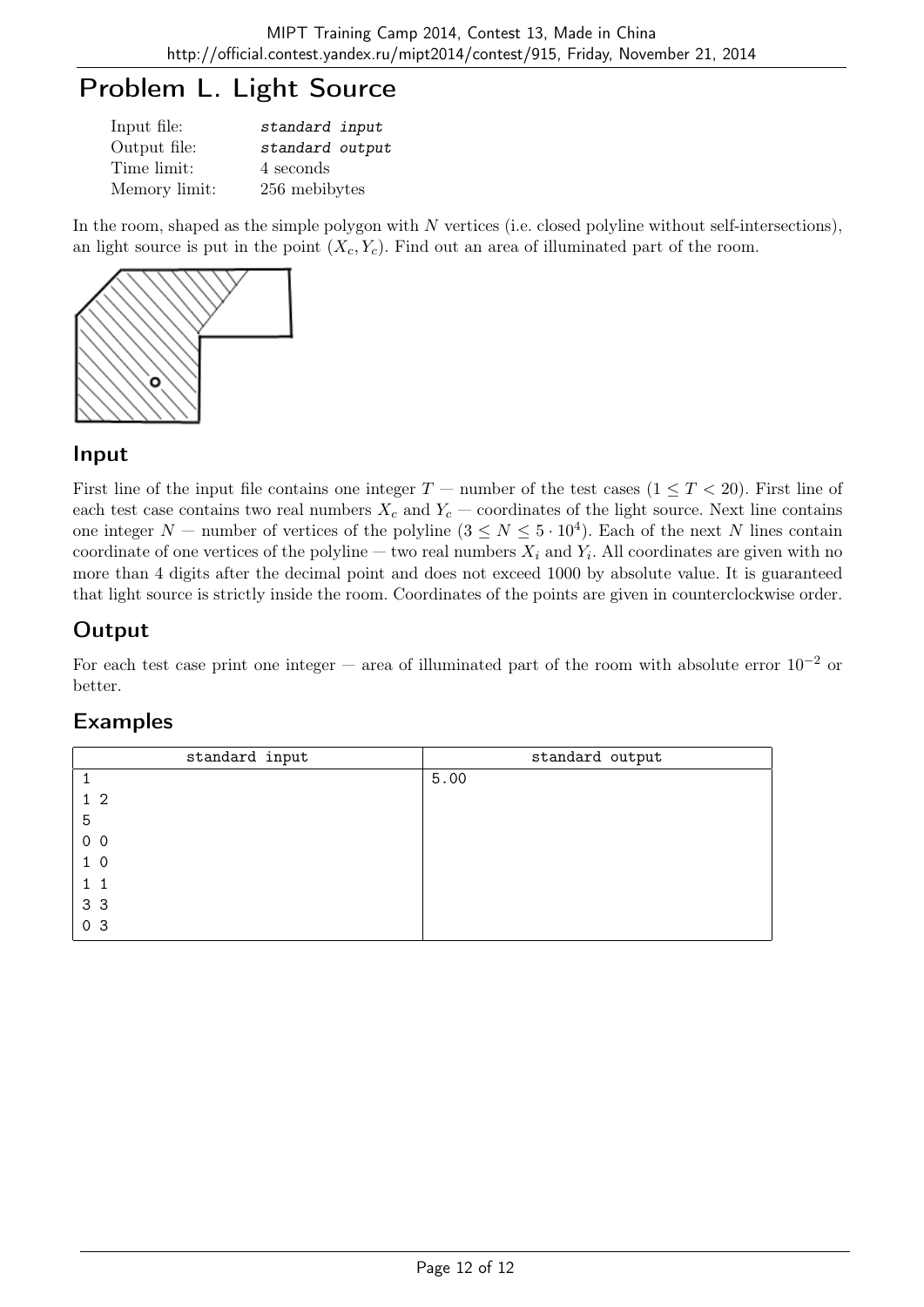# Problem L. Light Source

| | |
|---|---|
| Input file: | *standard input* |
| Output file: | *standard output* |
| Time limit: | 4 seconds |
| Memory limit: | 256 mebibytes |

In the room, shaped as the simple polygon with $N$ vertices (i.e. closed polyline without self-intersections), an light source is put in the point $(X_c, Y_c)$. Find out an area of illuminated part of the room.

## Input

First line of the input file contains one integer $T$ — number of the test cases ($1 \leq T < 20$). First line of each test case contains two real numbers $X_c$ and $Y_c$ — coordinates of the light source. Next line contains one integer $N$ — number of vertices of the polyline ($3 \leq N \leq 5 \cdot 10^4$). Each of the next $N$ lines contain coordinate of one vertices of the polyline — two real numbers $X_i$ and $Y_i$. All coordinates are given with no more than 4 digits after the decimal point and does not exceed 1000 by absolute value. It is guaranteed that light source is strictly inside the room. Coordinates of the points are given in counterclockwise order.

## Output

For each test case print one integer — area of illuminated part of the room with absolute error $10^{-2}$ or better.

## Examples

| standard input | standard output |
|---|---|
| 1<br>1 2<br>5<br>0 0<br>1 0<br>1 1<br>3 3<br>0 3 | 5.00 |